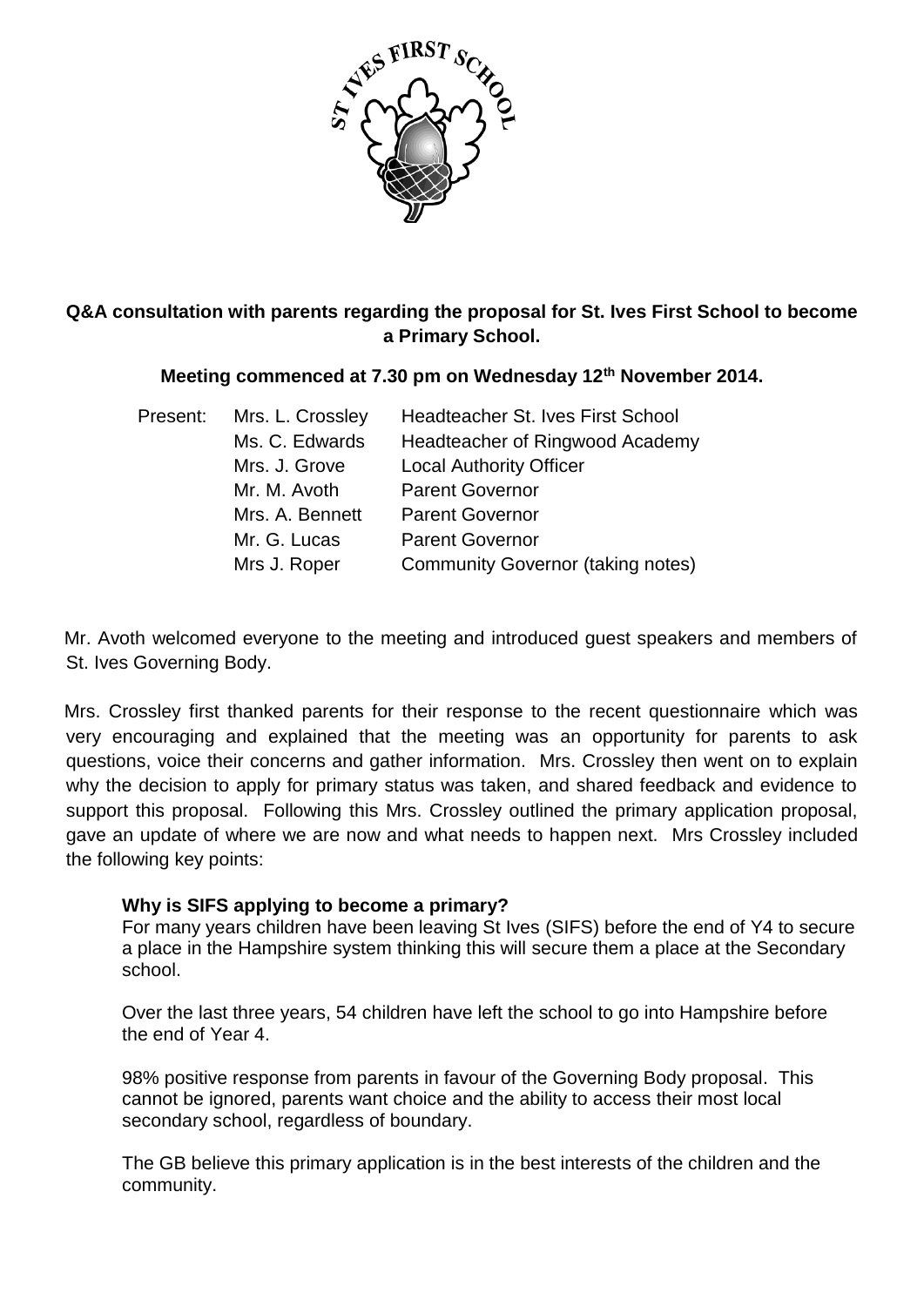**Q&A consultation with parents regarding the proposal for St. Ives First School to become a Primary School.**

**Meeting commenced at 7.30 pm on Wednesday 12th November 2014.**

| Present: | Mrs. L. Crossley | Headteacher St. Ives First School |
|---|---|---|
| | Ms. C. Edwards | Headteacher of Ringwood Academy |
| | Mrs. J. Grove | Local Authority Officer |
| | Mr. M. Avoth | Parent Governor |
| | Mrs. A. Bennett | Parent Governor |
| | Mr. G. Lucas | Parent Governor |
| | Mrs J. Roper | Community Governor (taking notes) |

Mr. Avoth welcomed everyone to the meeting and introduced guest speakers and members of St. Ives Governing Body.

Mrs. Crossley first thanked parents for their response to the recent questionnaire which was very encouraging and explained that the meeting was an opportunity for parents to ask questions, voice their concerns and gather information. Mrs. Crossley then went on to explain why the decision to apply for primary status was taken, and shared feedback and evidence to support this proposal. Following this Mrs. Crossley outlined the primary application proposal, gave an update of where we are now and what needs to happen next. Mrs Crossley included the following key points:

**Why is SIFS applying to become a primary?**

For many years children have been leaving St Ives (SIFS) before the end of Y4 to secure a place in the Hampshire system thinking this will secure them a place at the Secondary school.

Over the last three years, 54 children have left the school to go into Hampshire before the end of Year 4.

98% positive response from parents in favour of the Governing Body proposal. This cannot be ignored, parents want choice and the ability to access their most local secondary school, regardless of boundary.

The GB believe this primary application is in the best interests of the children and the community.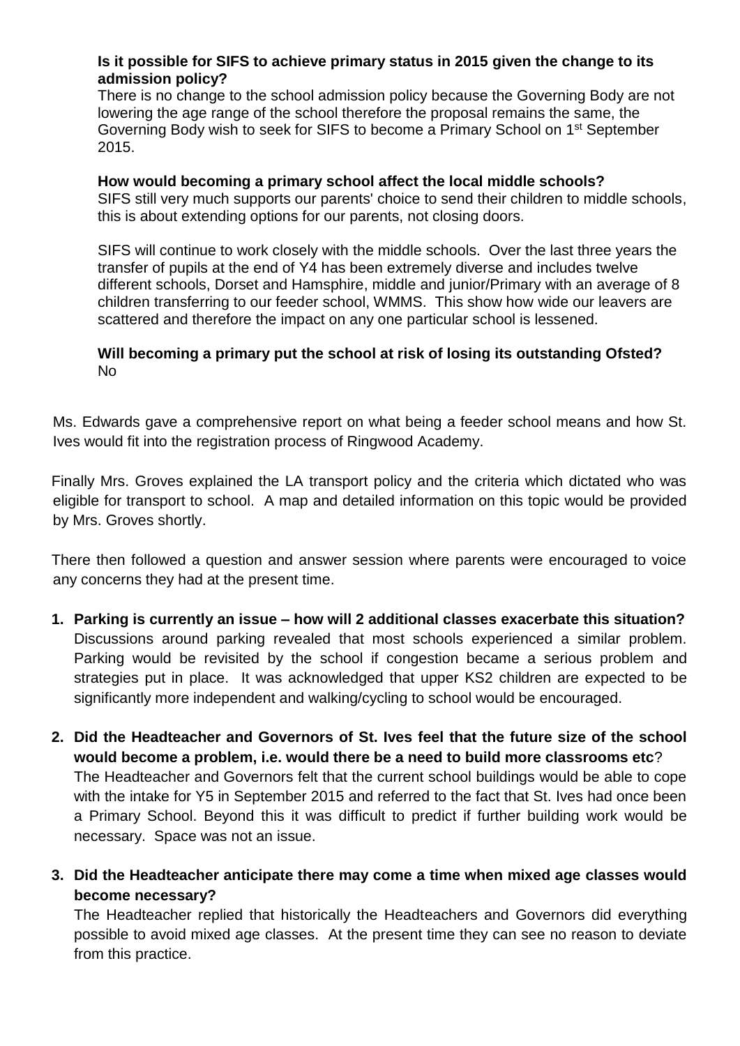**Is it possible for SIFS to achieve primary status in 2015 given the change to its admission policy?**
There is no change to the school admission policy because the Governing Body are not lowering the age range of the school therefore the proposal remains the same, the Governing Body wish to seek for SIFS to become a Primary School on 1st September 2015.

**How would becoming a primary school affect the local middle schools?**
SIFS still very much supports our parents' choice to send their children to middle schools, this is about extending options for our parents, not closing doors.

SIFS will continue to work closely with the middle schools. Over the last three years the transfer of pupils at the end of Y4 has been extremely diverse and includes twelve different schools, Dorset and Hamsphire, middle and junior/Primary with an average of 8 children transferring to our feeder school, WMMS. This show how wide our leavers are scattered and therefore the impact on any one particular school is lessened.

**Will becoming a primary put the school at risk of losing its outstanding Ofsted?**
No

Ms. Edwards gave a comprehensive report on what being a feeder school means and how St. Ives would fit into the registration process of Ringwood Academy.

Finally Mrs. Groves explained the LA transport policy and the criteria which dictated who was eligible for transport to school. A map and detailed information on this topic would be provided by Mrs. Groves shortly.

There then followed a question and answer session where parents were encouraged to voice any concerns they had at the present time.

1. **Parking is currently an issue – how will 2 additional classes exacerbate this situation?**
   Discussions around parking revealed that most schools experienced a similar problem. Parking would be revisited by the school if congestion became a serious problem and strategies put in place. It was acknowledged that upper KS2 children are expected to be significantly more independent and walking/cycling to school would be encouraged.

2. **Did the Headteacher and Governors of St. Ives feel that the future size of the school would become a problem, i.e. would there be a need to build more classrooms etc**?
   The Headteacher and Governors felt that the current school buildings would be able to cope with the intake for Y5 in September 2015 and referred to the fact that St. Ives had once been a Primary School. Beyond this it was difficult to predict if further building work would be necessary. Space was not an issue.

3. **Did the Headteacher anticipate there may come a time when mixed age classes would become necessary?**
   The Headteacher replied that historically the Headteachers and Governors did everything possible to avoid mixed age classes. At the present time they can see no reason to deviate from this practice.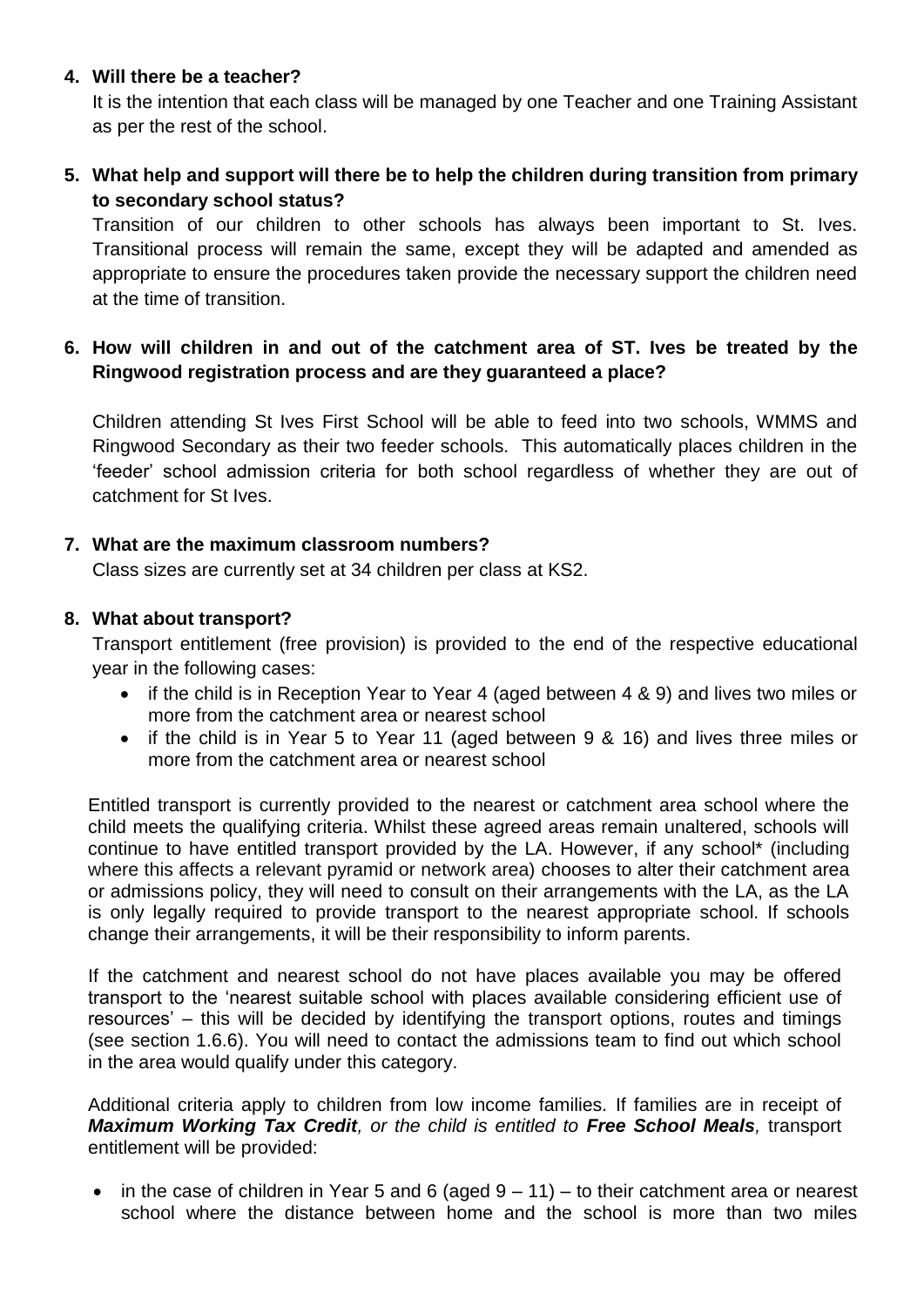4. **Will there be a teacher?**

   It is the intention that each class will be managed by one Teacher and one Training Assistant as per the rest of the school.

5. **What help and support will there be to help the children during transition from primary to secondary school status?**

   Transition of our children to other schools has always been important to St. Ives. Transitional process will remain the same, except they will be adapted and amended as appropriate to ensure the procedures taken provide the necessary support the children need at the time of transition.

6. **How will children in and out of the catchment area of ST. Ives be treated by the Ringwood registration process and are they guaranteed a place?**

   Children attending St Ives First School will be able to feed into two schools, WMMS and Ringwood Secondary as their two feeder schools. This automatically places children in the 'feeder' school admission criteria for both school regardless of whether they are out of catchment for St Ives.

7. **What are the maximum classroom numbers?**

   Class sizes are currently set at 34 children per class at KS2.

8. **What about transport?**

   Transport entitlement (free provision) is provided to the end of the respective educational year in the following cases:

   - if the child is in Reception Year to Year 4 (aged between 4 & 9) and lives two miles or more from the catchment area or nearest school
   - if the child is in Year 5 to Year 11 (aged between 9 & 16) and lives three miles or more from the catchment area or nearest school

   Entitled transport is currently provided to the nearest or catchment area school where the child meets the qualifying criteria. Whilst these agreed areas remain unaltered, schools will continue to have entitled transport provided by the LA. However, if any school* (including where this affects a relevant pyramid or network area) chooses to alter their catchment area or admissions policy, they will need to consult on their arrangements with the LA, as the LA is only legally required to provide transport to the nearest appropriate school. If schools change their arrangements, it will be their responsibility to inform parents.

   If the catchment and nearest school do not have places available you may be offered transport to the 'nearest suitable school with places available considering efficient use of resources' – this will be decided by identifying the transport options, routes and timings (see section 1.6.6). You will need to contact the admissions team to find out which school in the area would qualify under this category.

   Additional criteria apply to children from low income families. If families are in receipt of ***Maximum Working Tax Credit****, or the child is entitled to* ***Free School Meals****,* transport entitlement will be provided:

   - in the case of children in Year 5 and 6 (aged 9 – 11) – to their catchment area or nearest school where the distance between home and the school is more than two miles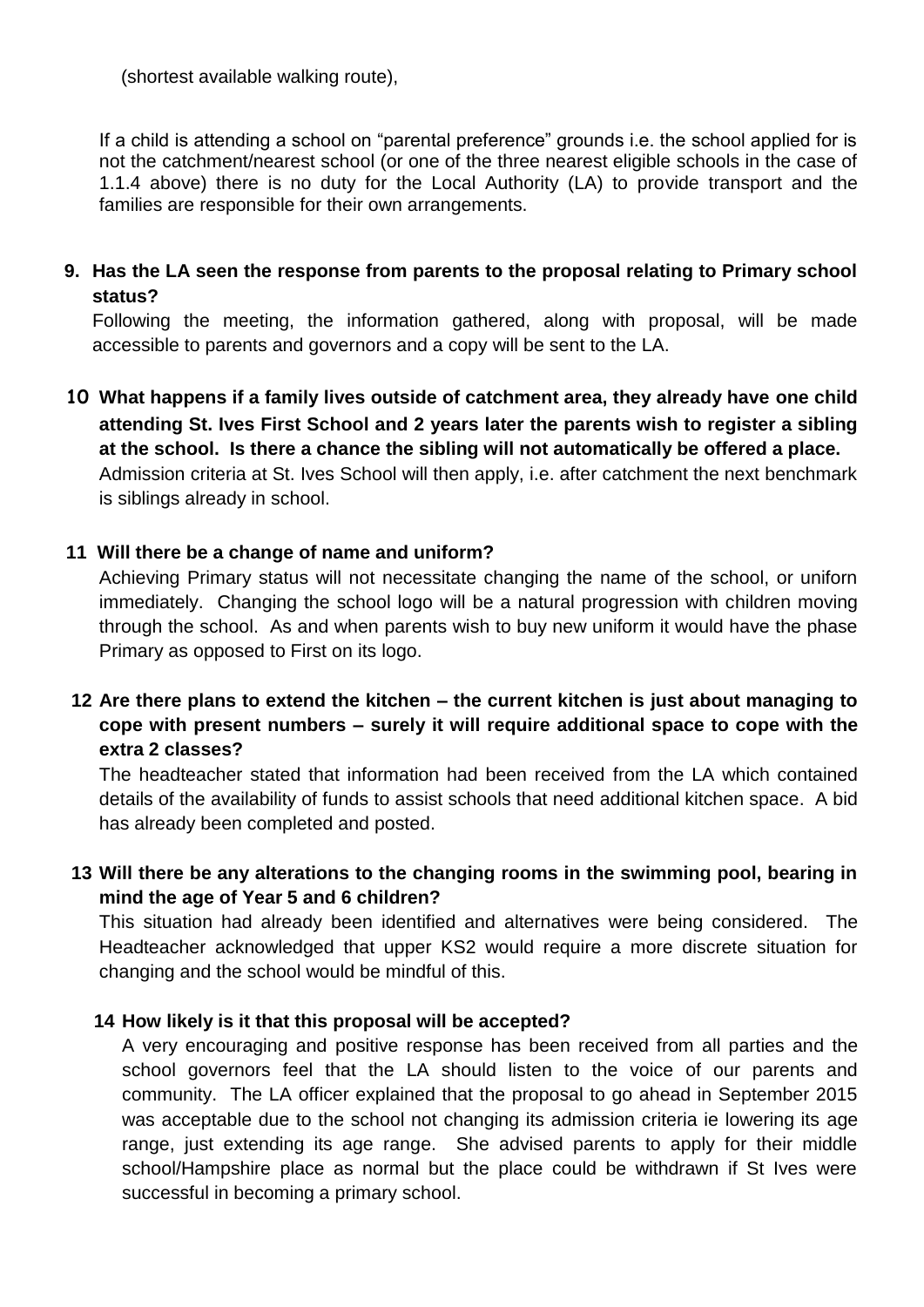(shortest available walking route),

If a child is attending a school on "parental preference" grounds i.e. the school applied for is not the catchment/nearest school (or one of the three nearest eligible schools in the case of 1.1.4 above) there is no duty for the Local Authority (LA) to provide transport and the families are responsible for their own arrangements.

**9. Has the LA seen the response from parents to the proposal relating to Primary school status?**

Following the meeting, the information gathered, along with proposal, will be made accessible to parents and governors and a copy will be sent to the LA.

**10 What happens if a family lives outside of catchment area, they already have one child attending St. Ives First School and 2 years later the parents wish to register a sibling at the school. Is there a chance the sibling will not automatically be offered a place.**

Admission criteria at St. Ives School will then apply, i.e. after catchment the next benchmark is siblings already in school.

**11 Will there be a change of name and uniform?**

Achieving Primary status will not necessitate changing the name of the school, or uniforn immediately. Changing the school logo will be a natural progression with children moving through the school. As and when parents wish to buy new uniform it would have the phase Primary as opposed to First on its logo.

**12 Are there plans to extend the kitchen – the current kitchen is just about managing to cope with present numbers – surely it will require additional space to cope with the extra 2 classes?**

The headteacher stated that information had been received from the LA which contained details of the availability of funds to assist schools that need additional kitchen space. A bid has already been completed and posted.

**13 Will there be any alterations to the changing rooms in the swimming pool, bearing in mind the age of Year 5 and 6 children?**

This situation had already been identified and alternatives were being considered. The Headteacher acknowledged that upper KS2 would require a more discrete situation for changing and the school would be mindful of this.

**14 How likely is it that this proposal will be accepted?**

A very encouraging and positive response has been received from all parties and the school governors feel that the LA should listen to the voice of our parents and community. The LA officer explained that the proposal to go ahead in September 2015 was acceptable due to the school not changing its admission criteria ie lowering its age range, just extending its age range. She advised parents to apply for their middle school/Hampshire place as normal but the place could be withdrawn if St Ives were successful in becoming a primary school.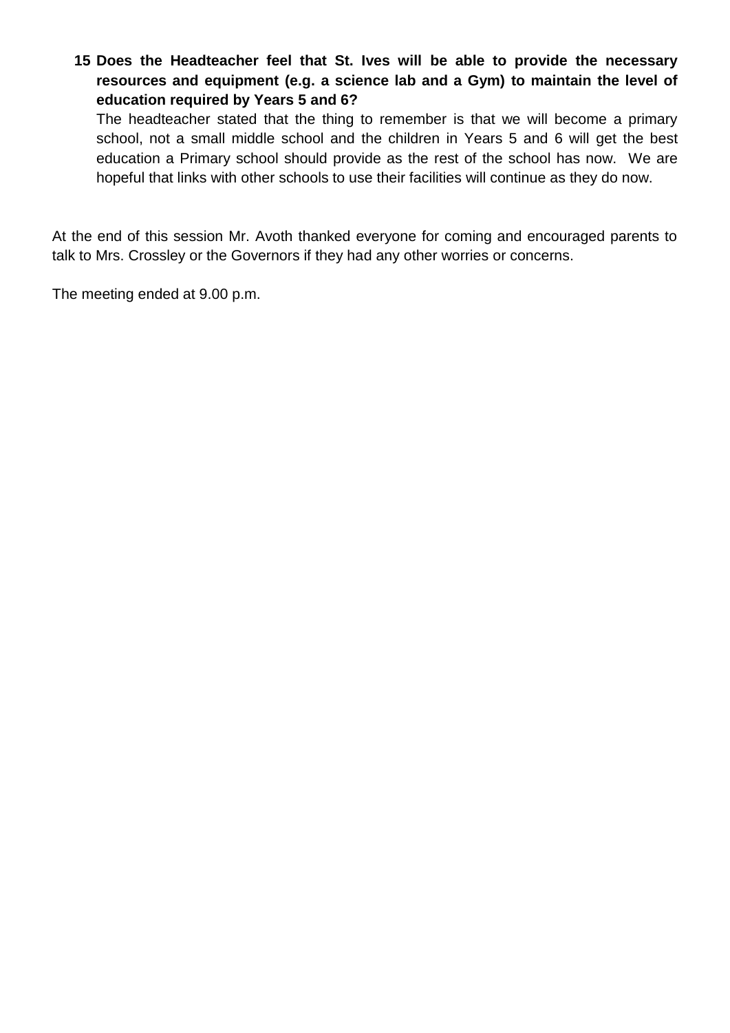15. **Does the Headteacher feel that St. Ives will be able to provide the necessary resources and equipment (e.g. a science lab and a Gym) to maintain the level of education required by Years 5 and 6?**

    The headteacher stated that the thing to remember is that we will become a primary school, not a small middle school and the children in Years 5 and 6 will get the best education a Primary school should provide as the rest of the school has now. We are hopeful that links with other schools to use their facilities will continue as they do now.

At the end of this session Mr. Avoth thanked everyone for coming and encouraged parents to talk to Mrs. Crossley or the Governors if they had any other worries or concerns.

The meeting ended at 9.00 p.m.